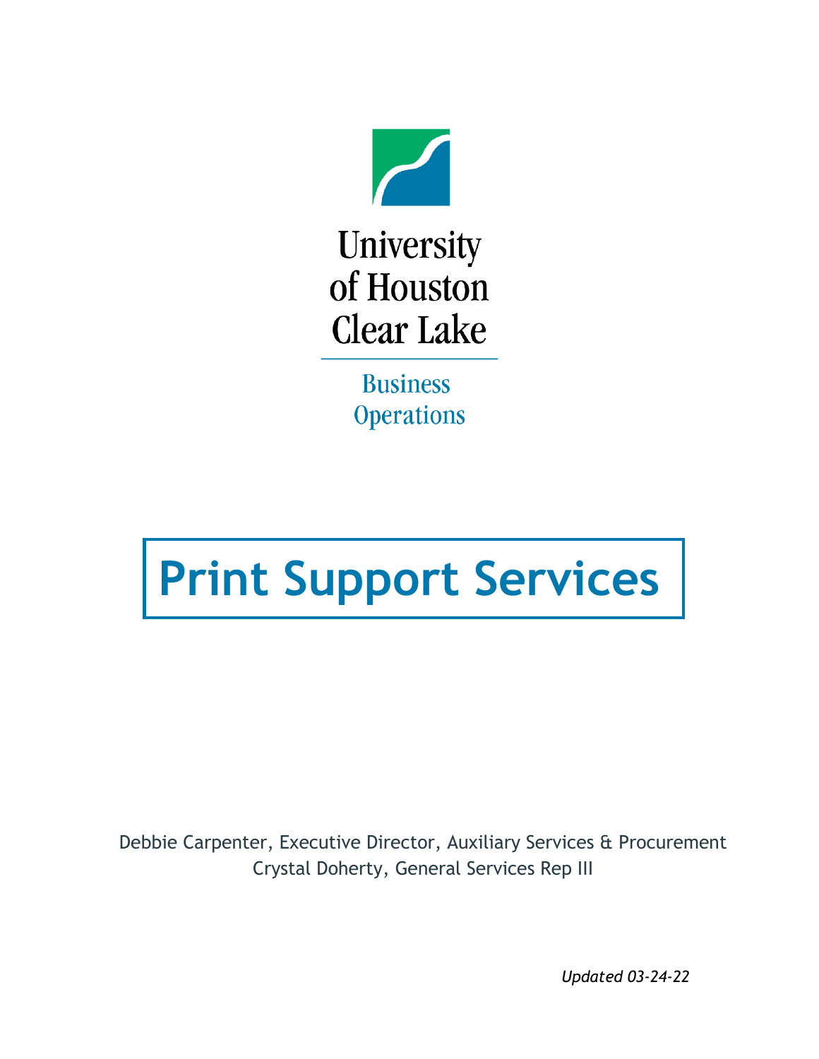University of Houston Clear Lake

Business Operations

# Print Support Services

Debbie Carpenter, Executive Director, Auxiliary Services & Procurement
Crystal Doherty, General Services Rep III

*Updated 03-24-22*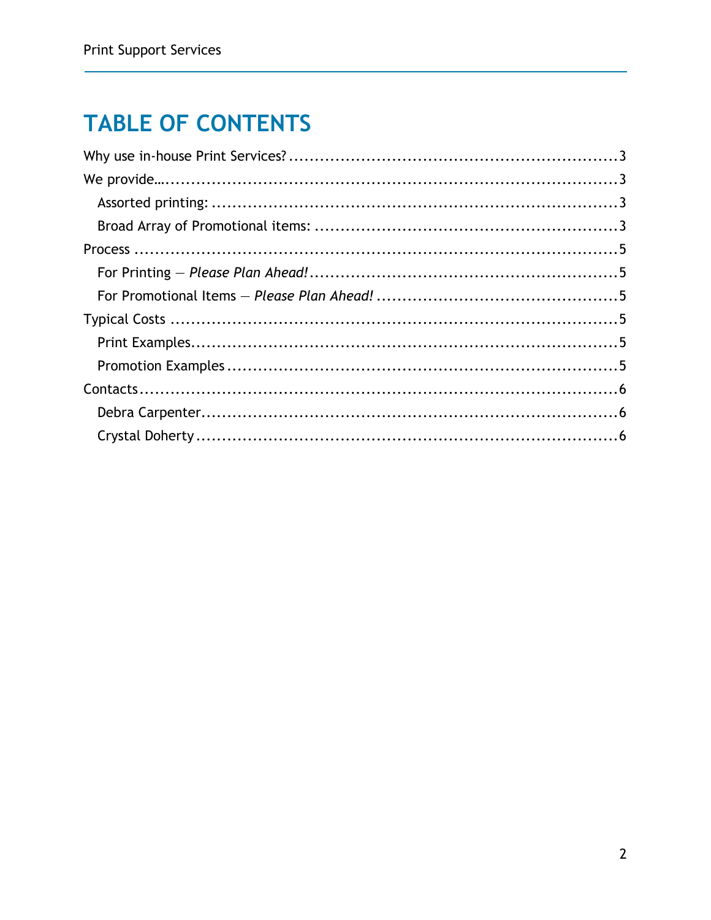# TABLE OF CONTENTS

Why use in-house Print Services? ..... 3

We provide… ..... 3

- Assorted printing: ..... 3
- Broad Array of Promotional items: ..... 3

Process ..... 5

- For Printing — *Please Plan Ahead!* ..... 5
- For Promotional Items — *Please Plan Ahead!* ..... 5

Typical Costs ..... 5

- Print Examples ..... 5
- Promotion Examples ..... 5

Contacts ..... 6

- Debra Carpenter ..... 6
- Crystal Doherty ..... 6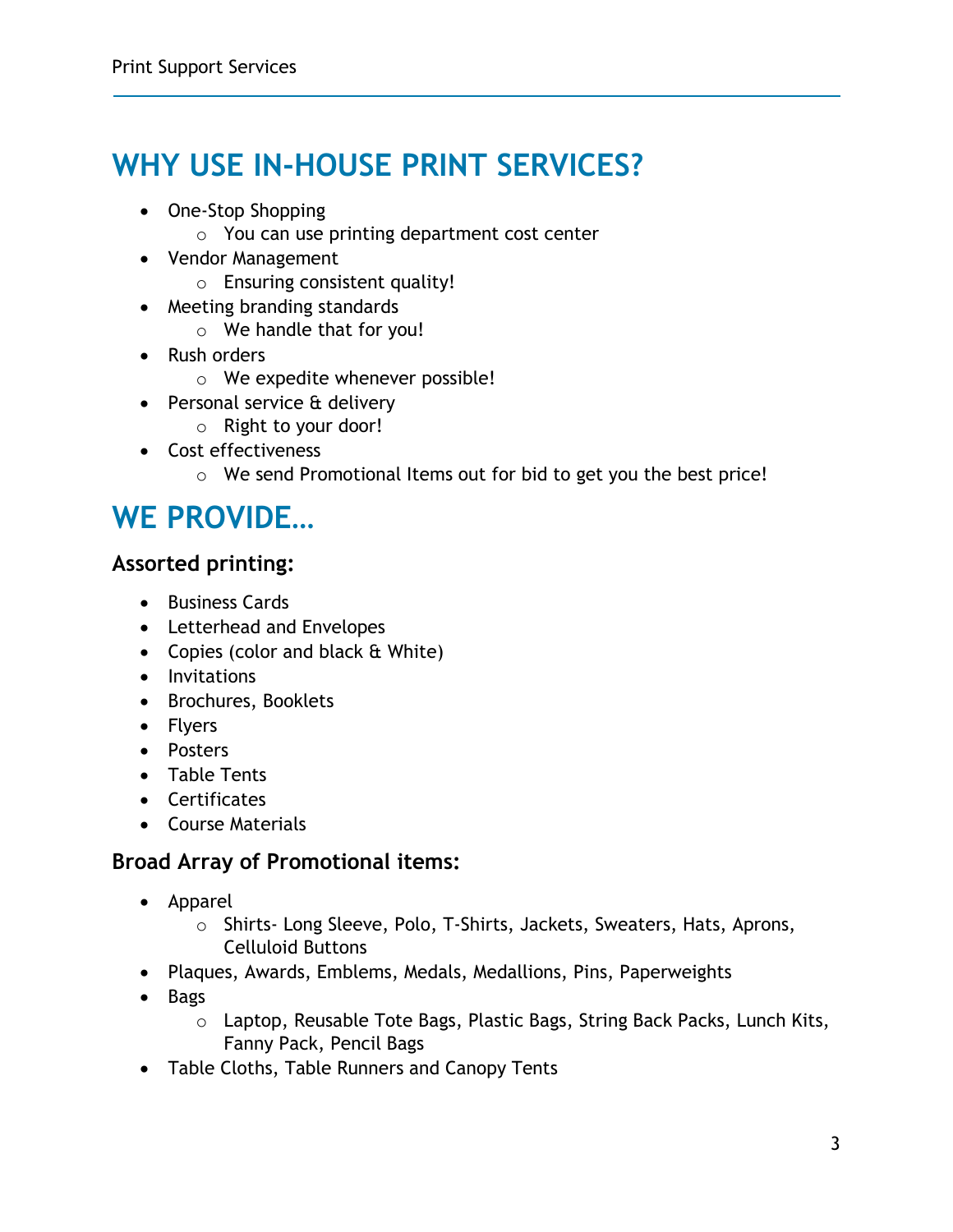# WHY USE IN-HOUSE PRINT SERVICES?

- One-Stop Shopping
  - You can use printing department cost center
- Vendor Management
  - Ensuring consistent quality!
- Meeting branding standards
  - We handle that for you!
- Rush orders
  - We expedite whenever possible!
- Personal service & delivery
  - Right to your door!
- Cost effectiveness
  - We send Promotional Items out for bid to get you the best price!

# WE PROVIDE…

### Assorted printing:

- Business Cards
- Letterhead and Envelopes
- Copies (color and black & White)
- Invitations
- Brochures, Booklets
- Flyers
- Posters
- Table Tents
- Certificates
- Course Materials

### Broad Array of Promotional items:

- Apparel
  - Shirts- Long Sleeve, Polo, T-Shirts, Jackets, Sweaters, Hats, Aprons, Celluloid Buttons
- Plaques, Awards, Emblems, Medals, Medallions, Pins, Paperweights
- Bags
  - Laptop, Reusable Tote Bags, Plastic Bags, String Back Packs, Lunch Kits, Fanny Pack, Pencil Bags
- Table Cloths, Table Runners and Canopy Tents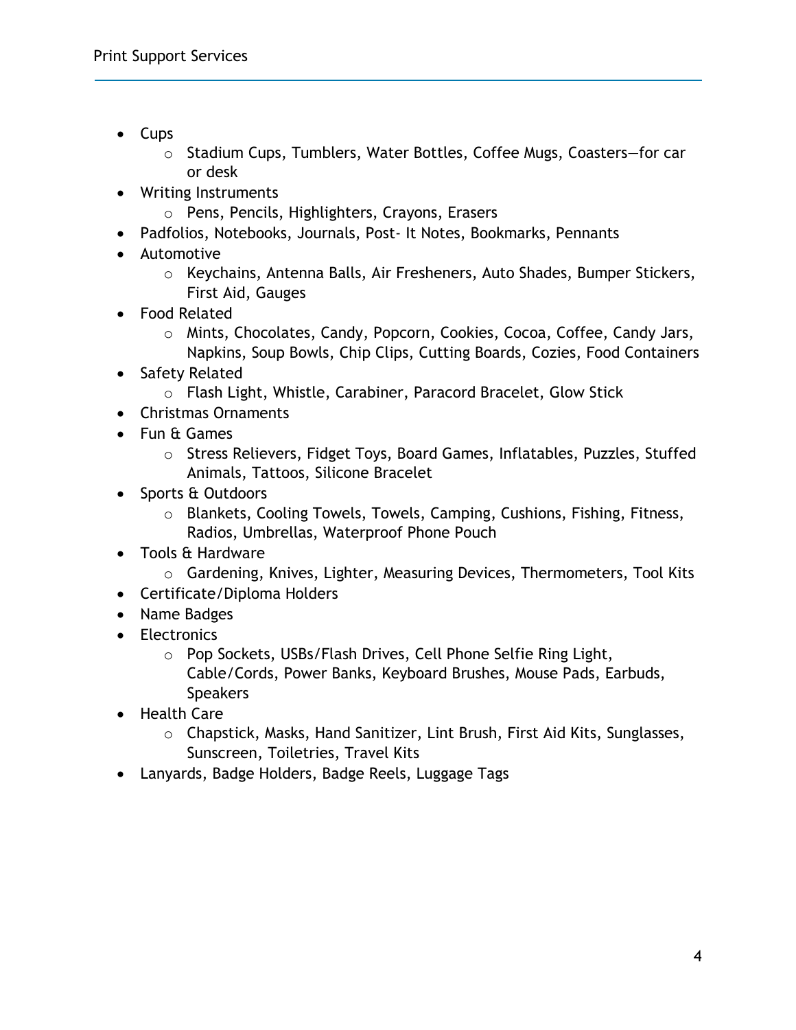- Cups
    - Stadium Cups, Tumblers, Water Bottles, Coffee Mugs, Coasters—for car or desk
- Writing Instruments
    - Pens, Pencils, Highlighters, Crayons, Erasers
- Padfolios, Notebooks, Journals, Post- It Notes, Bookmarks, Pennants
- Automotive
    - Keychains, Antenna Balls, Air Fresheners, Auto Shades, Bumper Stickers, First Aid, Gauges
- Food Related
    - Mints, Chocolates, Candy, Popcorn, Cookies, Cocoa, Coffee, Candy Jars, Napkins, Soup Bowls, Chip Clips, Cutting Boards, Cozies, Food Containers
- Safety Related
    - Flash Light, Whistle, Carabiner, Paracord Bracelet, Glow Stick
- Christmas Ornaments
- Fun & Games
    - Stress Relievers, Fidget Toys, Board Games, Inflatables, Puzzles, Stuffed Animals, Tattoos, Silicone Bracelet
- Sports & Outdoors
    - Blankets, Cooling Towels, Towels, Camping, Cushions, Fishing, Fitness, Radios, Umbrellas, Waterproof Phone Pouch
- Tools & Hardware
    - Gardening, Knives, Lighter, Measuring Devices, Thermometers, Tool Kits
- Certificate/Diploma Holders
- Name Badges
- Electronics
    - Pop Sockets, USBs/Flash Drives, Cell Phone Selfie Ring Light, Cable/Cords, Power Banks, Keyboard Brushes, Mouse Pads, Earbuds, Speakers
- Health Care
    - Chapstick, Masks, Hand Sanitizer, Lint Brush, First Aid Kits, Sunglasses, Sunscreen, Toiletries, Travel Kits
- Lanyards, Badge Holders, Badge Reels, Luggage Tags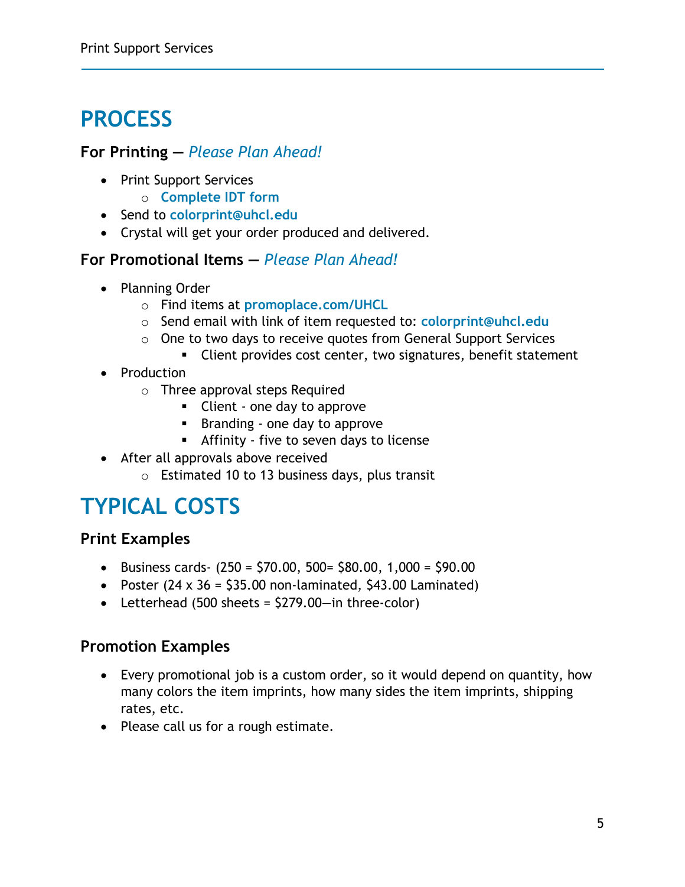# PROCESS

### For Printing — *Please Plan Ahead!*

- Print Support Services
  - **Complete IDT form**
- Send to **colorprint@uhcl.edu**
- Crystal will get your order produced and delivered.

### For Promotional Items — *Please Plan Ahead!*

- Planning Order
  - Find items at **promoplace.com/UHCL**
  - Send email with link of item requested to: **colorprint@uhcl.edu**
  - One to two days to receive quotes from General Support Services
    - Client provides cost center, two signatures, benefit statement
- Production
  - Three approval steps Required
    - Client - one day to approve
    - Branding - one day to approve
    - Affinity - five to seven days to license
- After all approvals above received
  - Estimated 10 to 13 business days, plus transit

# TYPICAL COSTS

### Print Examples

- Business cards- (250 = $70.00, 500= $80.00, 1,000 = $90.00
- Poster (24 x 36 = $35.00 non-laminated, $43.00 Laminated)
- Letterhead (500 sheets = $279.00—in three-color)

### Promotion Examples

- Every promotional job is a custom order, so it would depend on quantity, how many colors the item imprints, how many sides the item imprints, shipping rates, etc.
- Please call us for a rough estimate.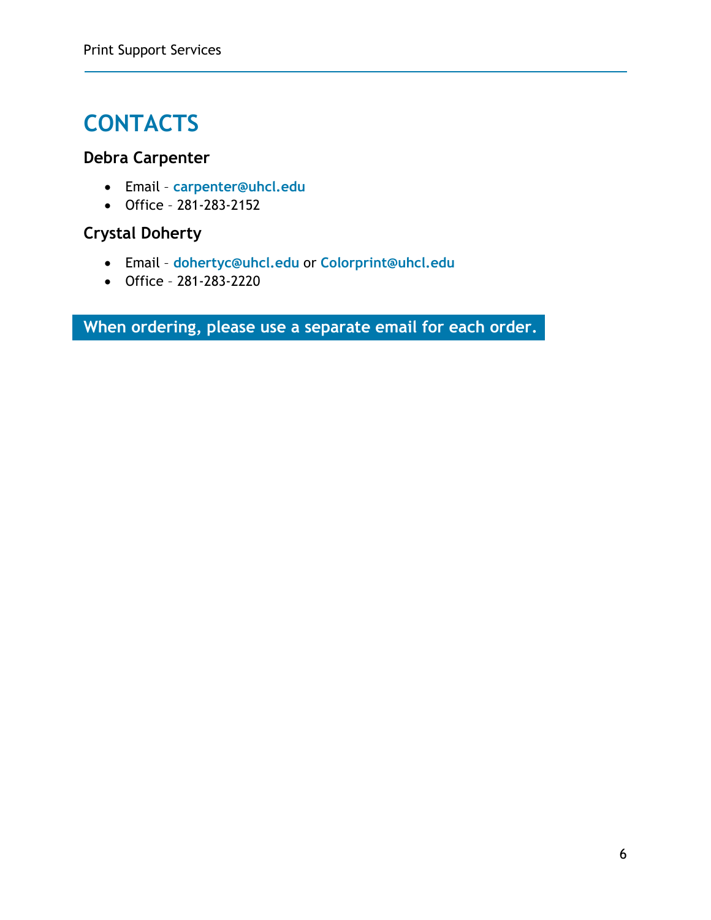# CONTACTS

### Debra Carpenter

- Email – **carpenter@uhcl.edu**
- Office – 281-283-2152

### Crystal Doherty

- Email – **dohertyc@uhcl.edu** or **Colorprint@uhcl.edu**
- Office – 281-283-2220

**When ordering, please use a separate email for each order.**